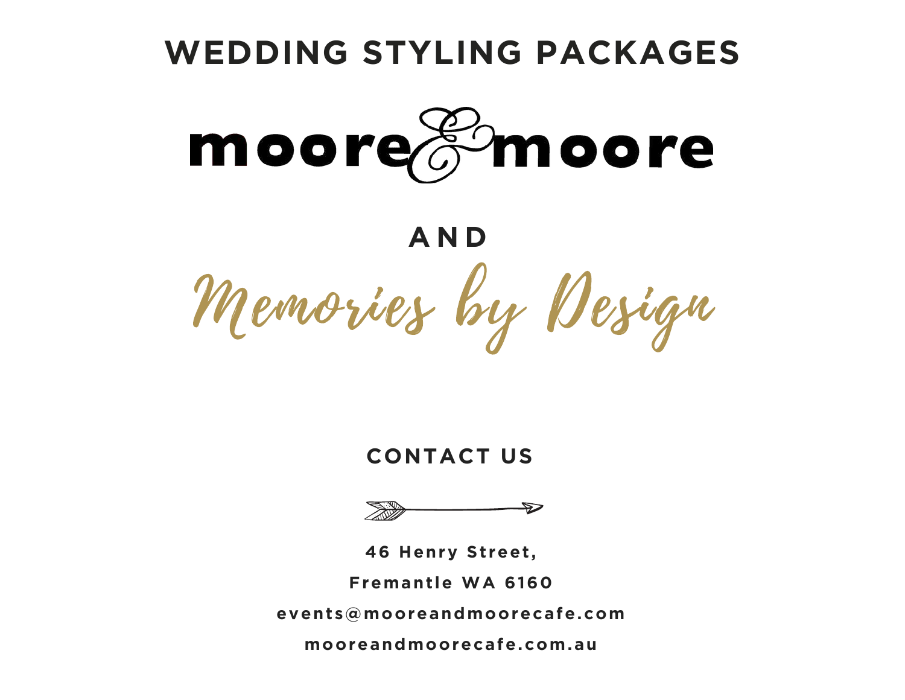# WEDDING STYLING PACKAGES

## moore & moore

AND

## Memories by Design

### CONTACT US

46 Henry Street,

Fremantle WA 6160

events@mooreandmoorecafe.com

mooreandmoorecafe.com.au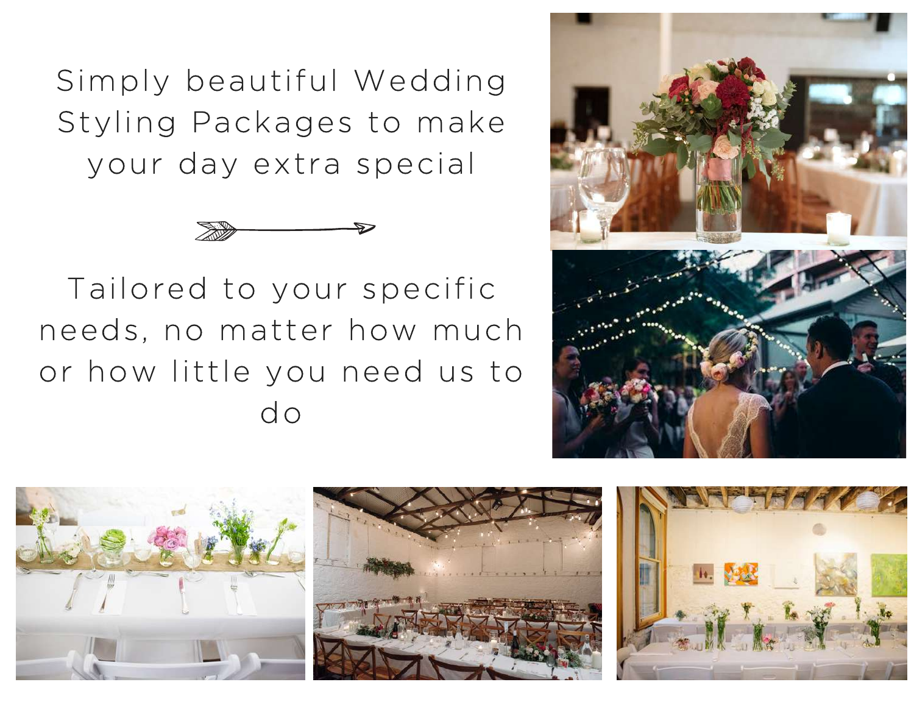Simply beautiful Wedding Styling Packages to make your day extra special

Tailored to your specific needs, no matter how much or how little you need us to do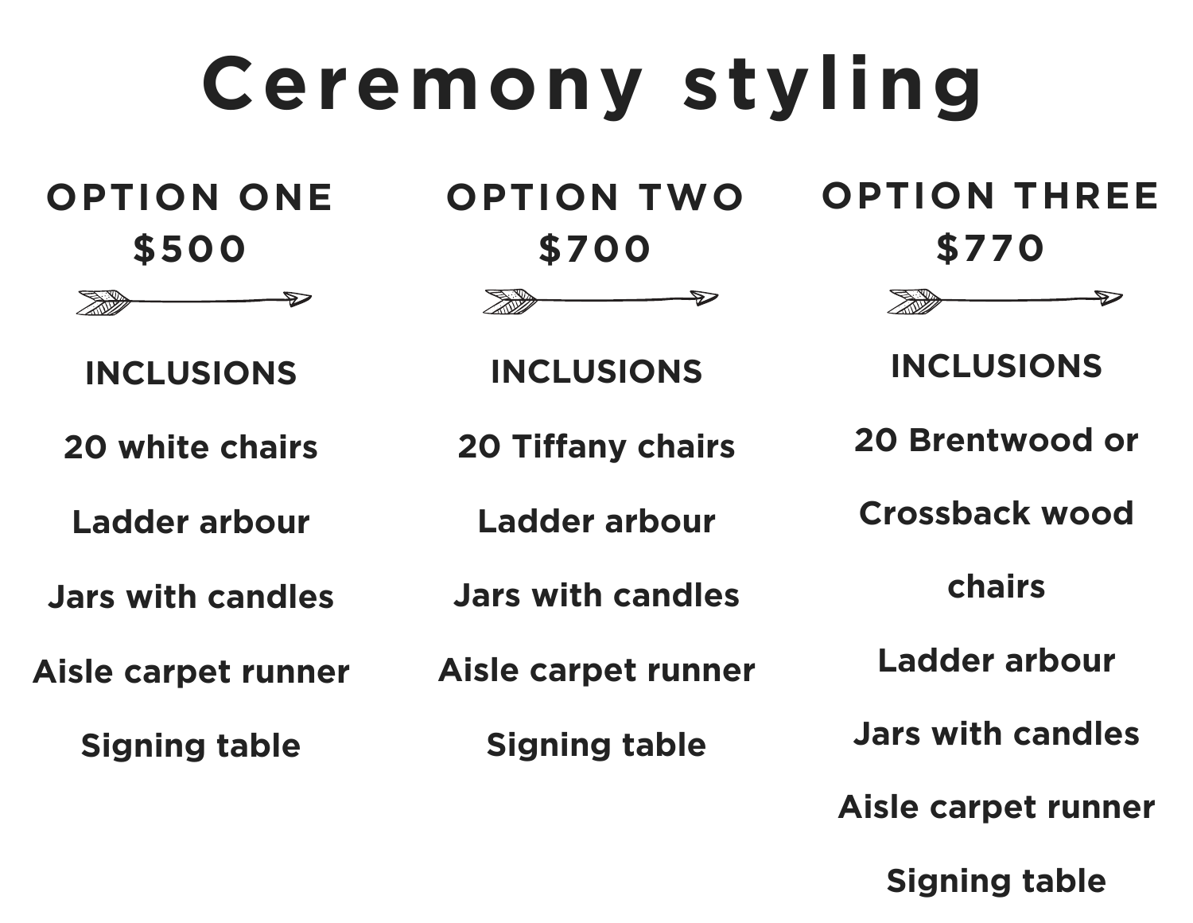# Ceremony styling

## OPTION ONE
### $500

**INCLUSIONS**

- 20 white chairs
- Ladder arbour
- Jars with candles
- Aisle carpet runner
- Signing table

## OPTION TWO
### $700

**INCLUSIONS**

- 20 Tiffany chairs
- Ladder arbour
- Jars with candles
- Aisle carpet runner
- Signing table

## OPTION THREE
### $770

**INCLUSIONS**

- 20 Brentwood or Crossback wood chairs
- Ladder arbour
- Jars with candles
- Aisle carpet runner
- Signing table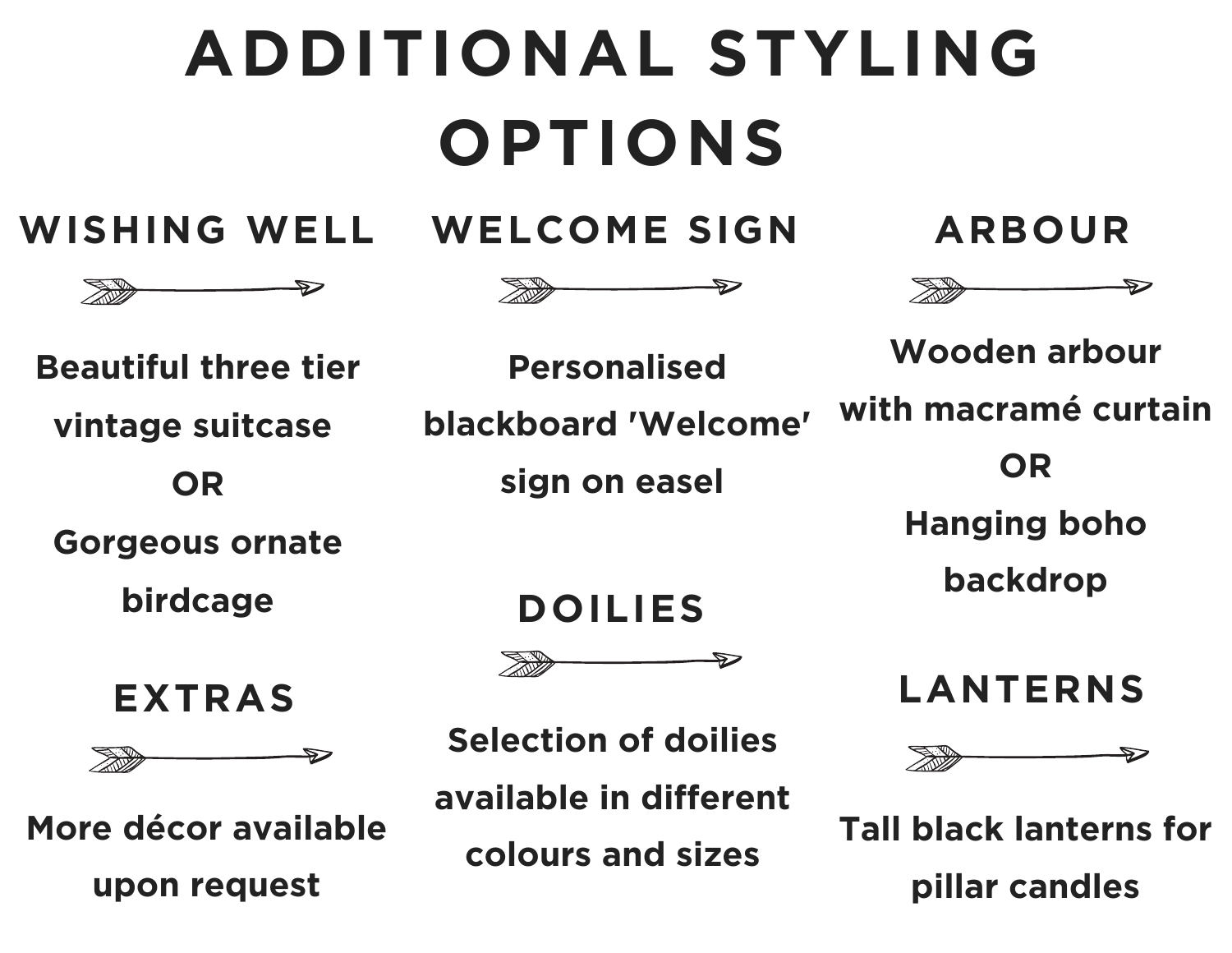# ADDITIONAL STYLING OPTIONS

## WISHING WELL

**Beautiful three tier vintage suitcase**

**OR**

**Gorgeous ornate birdcage**

## WELCOME SIGN

**Personalised blackboard 'Welcome' sign on easel**

## ARBOUR

**Wooden arbour with macramé curtain**

**OR**

**Hanging boho backdrop**

## EXTRAS

**More décor available upon request**

## DOILIES

**Selection of doilies available in different colours and sizes**

## LANTERNS

**Tall black lanterns for pillar candles**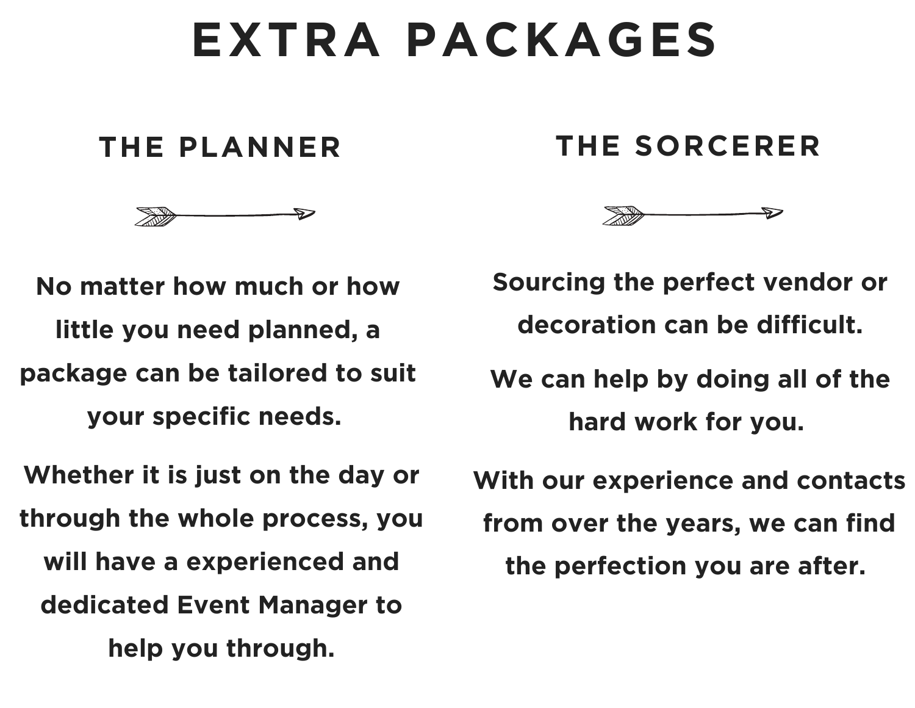# EXTRA PACKAGES

## THE PLANNER

No matter how much or how little you need planned, a package can be tailored to suit your specific needs.

Whether it is just on the day or through the whole process, you will have a experienced and dedicated Event Manager to help you through.

## THE SORCERER

Sourcing the perfect vendor or decoration can be difficult.

We can help by doing all of the hard work for you.

With our experience and contacts from over the years, we can find the perfection you are after.